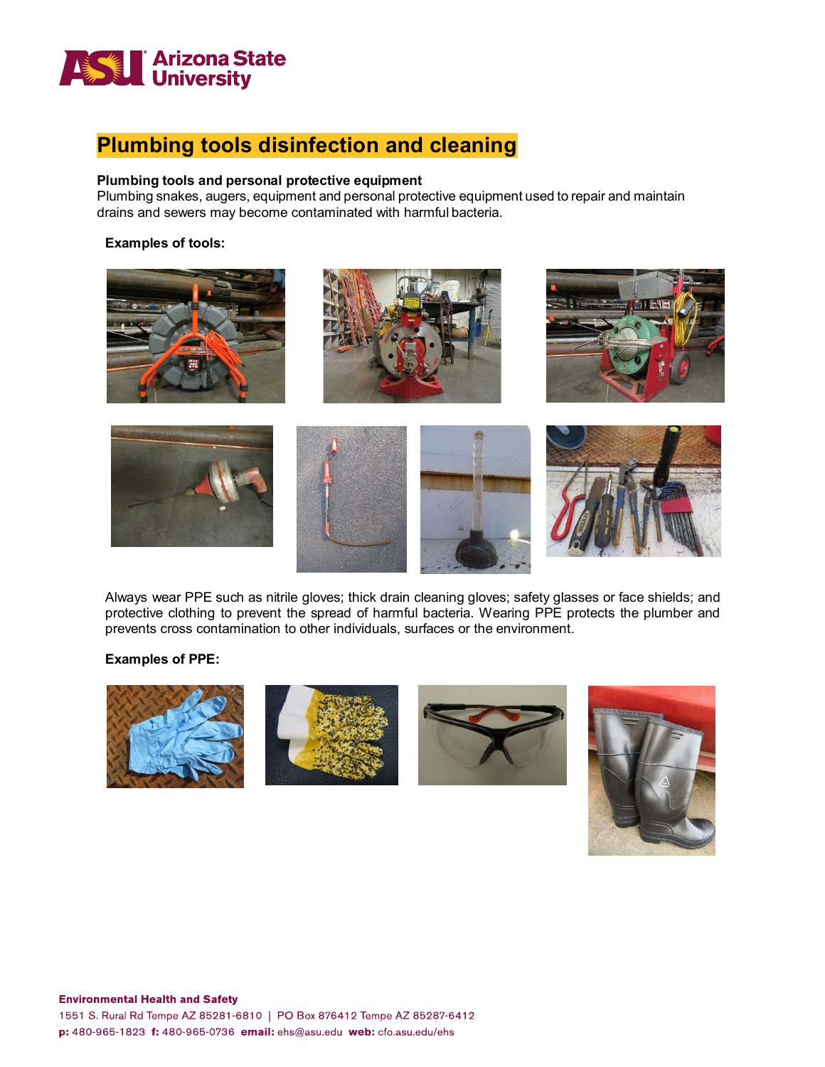# Plumbing tools disinfection and cleaning

**Plumbing tools and personal protective equipment**
Plumbing snakes, augers, equipment and personal protective equipment used to repair and maintain drains and sewers may become contaminated with harmful bacteria.

**Examples of tools:**

Always wear PPE such as nitrile gloves; thick drain cleaning gloves; safety glasses or face shields; and protective clothing to prevent the spread of harmful bacteria. Wearing PPE protects the plumber and prevents cross contamination to other individuals, surfaces or the environment.

**Examples of PPE:**

**Environmental Health and Safety**
1551 S. Rural Rd Tempe AZ 85281-6810 | PO Box 876412 Tempe AZ 85287-6412
**p:** 480-965-1823 **f:** 480-965-0736 **email:** ehs@asu.edu **web:** cfo.asu.edu/ehs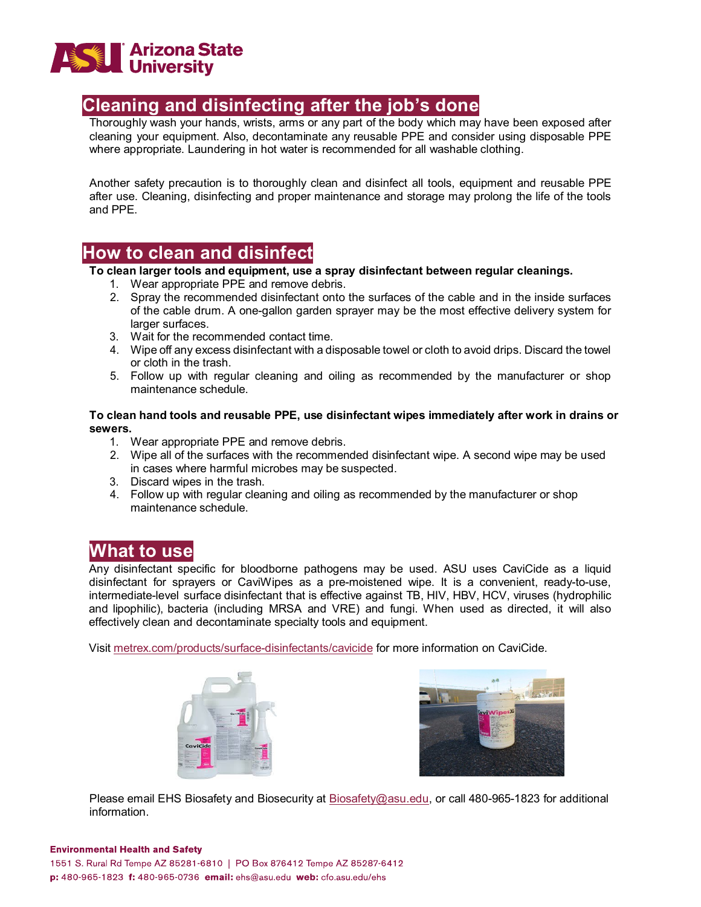## Cleaning and disinfecting after the job's done

Thoroughly wash your hands, wrists, arms or any part of the body which may have been exposed after cleaning your equipment. Also, decontaminate any reusable PPE and consider using disposable PPE where appropriate. Laundering in hot water is recommended for all washable clothing.

Another safety precaution is to thoroughly clean and disinfect all tools, equipment and reusable PPE after use. Cleaning, disinfecting and proper maintenance and storage may prolong the life of the tools and PPE.

## How to clean and disinfect

**To clean larger tools and equipment, use a spray disinfectant between regular cleanings.**

1. Wear appropriate PPE and remove debris.
2. Spray the recommended disinfectant onto the surfaces of the cable and in the inside surfaces of the cable drum. A one-gallon garden sprayer may be the most effective delivery system for larger surfaces.
3. Wait for the recommended contact time.
4. Wipe off any excess disinfectant with a disposable towel or cloth to avoid drips. Discard the towel or cloth in the trash.
5. Follow up with regular cleaning and oiling as recommended by the manufacturer or shop maintenance schedule.

**To clean hand tools and reusable PPE, use disinfectant wipes immediately after work in drains or sewers.**

1. Wear appropriate PPE and remove debris.
2. Wipe all of the surfaces with the recommended disinfectant wipe. A second wipe may be used in cases where harmful microbes may be suspected.
3. Discard wipes in the trash.
4. Follow up with regular cleaning and oiling as recommended by the manufacturer or shop maintenance schedule.

## What to use

Any disinfectant specific for bloodborne pathogens may be used. ASU uses CaviCide as a liquid disinfectant for sprayers or CaviWipes as a pre-moistened wipe. It is a convenient, ready-to-use, intermediate-level surface disinfectant that is effective against TB, HIV, HBV, HCV, viruses (hydrophilic and lipophilic), bacteria (including MRSA and VRE) and fungi. When used as directed, it will also effectively clean and decontaminate specialty tools and equipment.

Visit metrex.com/products/surface-disinfectants/cavicide for more information on CaviCide.

Please email EHS Biosafety and Biosecurity at Biosafety@asu.edu, or call 480-965-1823 for additional information.

**Environmental Health and Safety**
1551 S. Rural Rd Tempe AZ 85281-6810 | PO Box 876412 Tempe AZ 85287-6412
**p:** 480-965-1823 **f:** 480-965-0736 **email:** ehs@asu.edu **web:** cfo.asu.edu/ehs